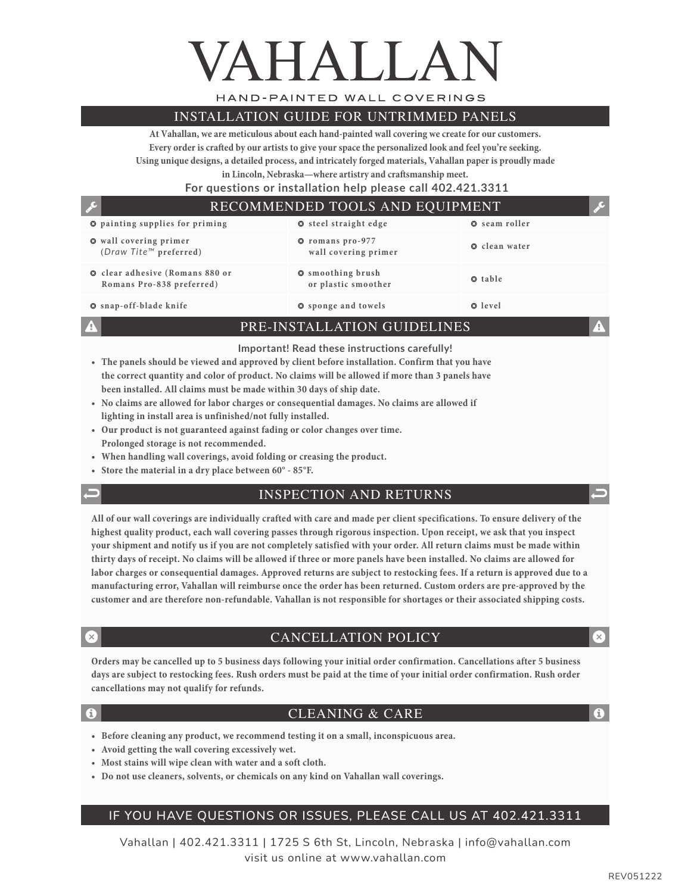# VAHALLAN

HAND-PAINTED WALL COVERINGS

## INSTALLATION GUIDE FOR UNTRIMMED PANELS

**At Vahallan, we are meticulous about each hand-painted wall covering we create for our customers. Every order is crafted by our artists to give your space the personalized look and feel you're seeking. Using unique designs, a detailed process, and intricately forged materials, Vahallan paper is proudly made in Lincoln, Nebraska—where artistry and craftsmanship meet.**

**For questions or installation help please call 402.421.3311**

## RECOMMENDED TOOLS AND EQUIPMENT

| | | |
|---|---|---|
| painting supplies for priming | steel straight edge | seam roller |
| wall covering primer (*Draw Tite™* preferred) | romans pro-977 wall covering primer | clean water |
| clear adhesive (Romans 880 or Romans Pro-838 preferred) | smoothing brush or plastic smoother | table |
| snap-off-blade knife | sponge and towels | level |

## PRE-INSTALLATION GUIDELINES

**Important! Read these instructions carefully!**

- **The panels should be viewed and approved by client before installation. Confirm that you have the correct quantity and color of product. No claims will be allowed if more than 3 panels have been installed. All claims must be made within 30 days of ship date.**
- **No claims are allowed for labor charges or consequential damages. No claims are allowed if lighting in install area is unfinished/not fully installed.**
- **Our product is not guaranteed against fading or color changes over time. Prolonged storage is not recommended.**
- **When handling wall coverings, avoid folding or creasing the product.**
- **Store the material in a dry place between 60° - 85°F.**

## INSPECTION AND RETURNS

**All of our wall coverings are individually crafted with care and made per client specifications. To ensure delivery of the highest quality product, each wall covering passes through rigorous inspection. Upon receipt, we ask that you inspect your shipment and notify us if you are not completely satisfied with your order. All return claims must be made within thirty days of receipt. No claims will be allowed if three or more panels have been installed. No claims are allowed for labor charges or consequential damages. Approved returns are subject to restocking fees. If a return is approved due to a manufacturing error, Vahallan will reimburse once the order has been returned. Custom orders are pre-approved by the customer and are therefore non-refundable. Vahallan is not responsible for shortages or their associated shipping costs.**

## CANCELLATION POLICY

**Orders may be cancelled up to 5 business days following your initial order confirmation. Cancellations after 5 business days are subject to restocking fees. Rush orders must be paid at the time of your initial order confirmation. Rush order cancellations may not qualify for refunds.**

## CLEANING & CARE

- **Before cleaning any product, we recommend testing it on a small, inconspicuous area.**
- **Avoid getting the wall covering excessively wet.**
- **Most stains will wipe clean with water and a soft cloth.**
- **Do not use cleaners, solvents, or chemicals on any kind on Vahallan wall coverings.**

## IF YOU HAVE QUESTIONS OR ISSUES, PLEASE CALL US AT 402.421.3311

Vahallan | 402.421.3311 | 1725 S 6th St, Lincoln, Nebraska | info@vahallan.com
visit us online at www.vahallan.com

REV051222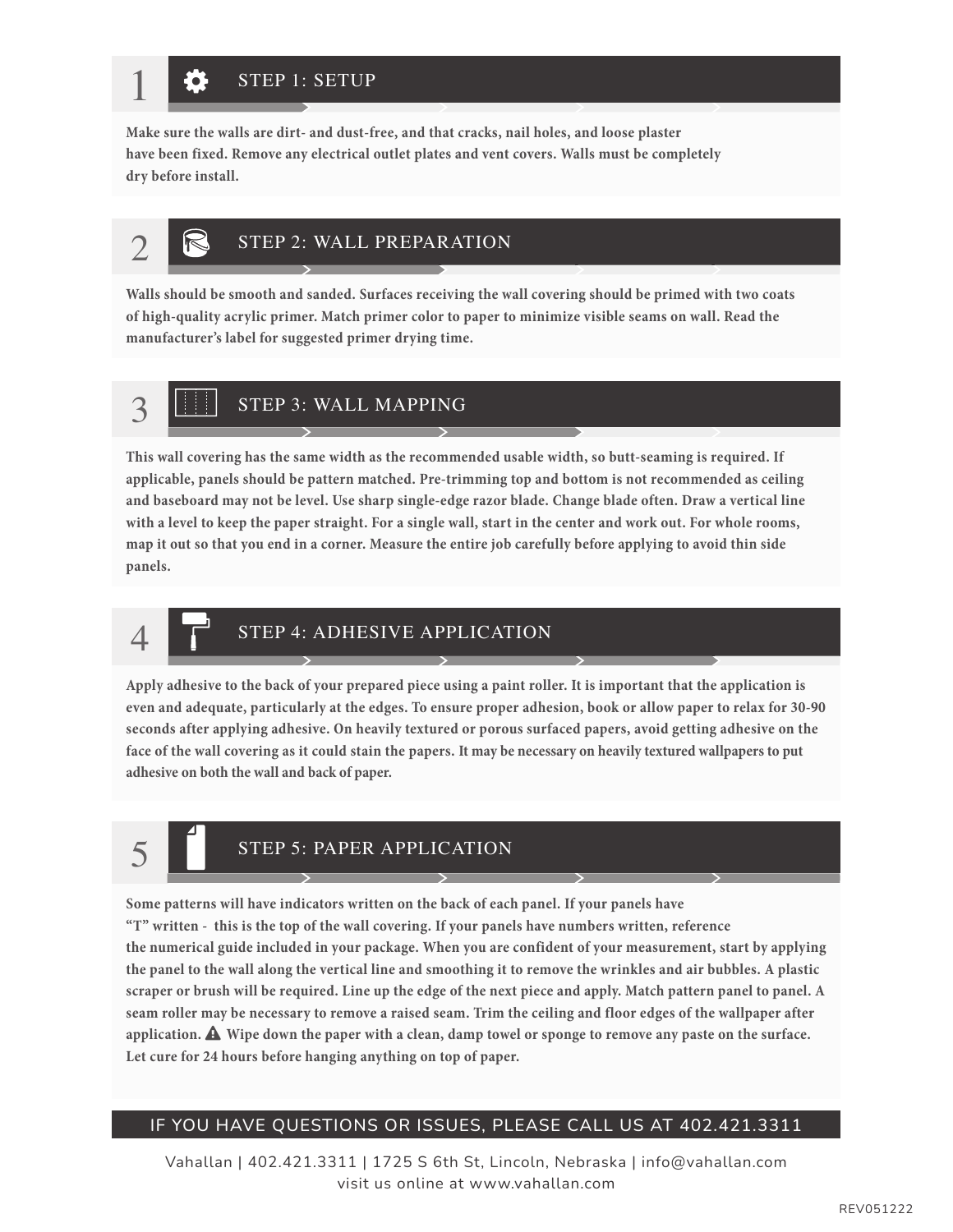## 1 STEP 1: SETUP

**Make sure the walls are dirt- and dust-free, and that cracks, nail holes, and loose plaster have been fixed. Remove any electrical outlet plates and vent covers. Walls must be completely dry before install.**

## 2 STEP 2: WALL PREPARATION

**Walls should be smooth and sanded. Surfaces receiving the wall covering should be primed with two coats of high-quality acrylic primer. Match primer color to paper to minimize visible seams on wall. Read the manufacturer's label for suggested primer drying time.**

## 3 STEP 3: WALL MAPPING

**This wall covering has the same width as the recommended usable width, so butt-seaming is required. If applicable, panels should be pattern matched. Pre-trimming top and bottom is not recommended as ceiling and baseboard may not be level. Use sharp single-edge razor blade. Change blade often. Draw a vertical line with a level to keep the paper straight. For a single wall, start in the center and work out. For whole rooms, map it out so that you end in a corner. Measure the entire job carefully before applying to avoid thin side panels.**

## 4 STEP 4: ADHESIVE APPLICATION

**Apply adhesive to the back of your prepared piece using a paint roller. It is important that the application is even and adequate, particularly at the edges. To ensure proper adhesion, book or allow paper to relax for 30-90 seconds after applying adhesive. On heavily textured or porous surfaced papers, avoid getting adhesive on the face of the wall covering as it could stain the papers. It may be necessary on heavily textured wallpapers to put adhesive on both the wall and back of paper.**

## 5 STEP 5: PAPER APPLICATION

**Some patterns will have indicators written on the back of each panel. If your panels have "T" written - this is the top of the wall covering. If your panels have numbers written, reference the numerical guide included in your package. When you are confident of your measurement, start by applying the panel to the wall along the vertical line and smoothing it to remove the wrinkles and air bubbles. A plastic scraper or brush will be required. Line up the edge of the next piece and apply. Match pattern panel to panel. A seam roller may be necessary to remove a raised seam. Trim the ceiling and floor edges of the wallpaper after application. ⚠ Wipe down the paper with a clean, damp towel or sponge to remove any paste on the surface. Let cure for 24 hours before hanging anything on top of paper.**

IF YOU HAVE QUESTIONS OR ISSUES, PLEASE CALL US AT 402.421.3311

Vahallan | 402.421.3311 | 1725 S 6th St, Lincoln, Nebraska | info@vahallan.com
visit us online at www.vahallan.com

REV051222